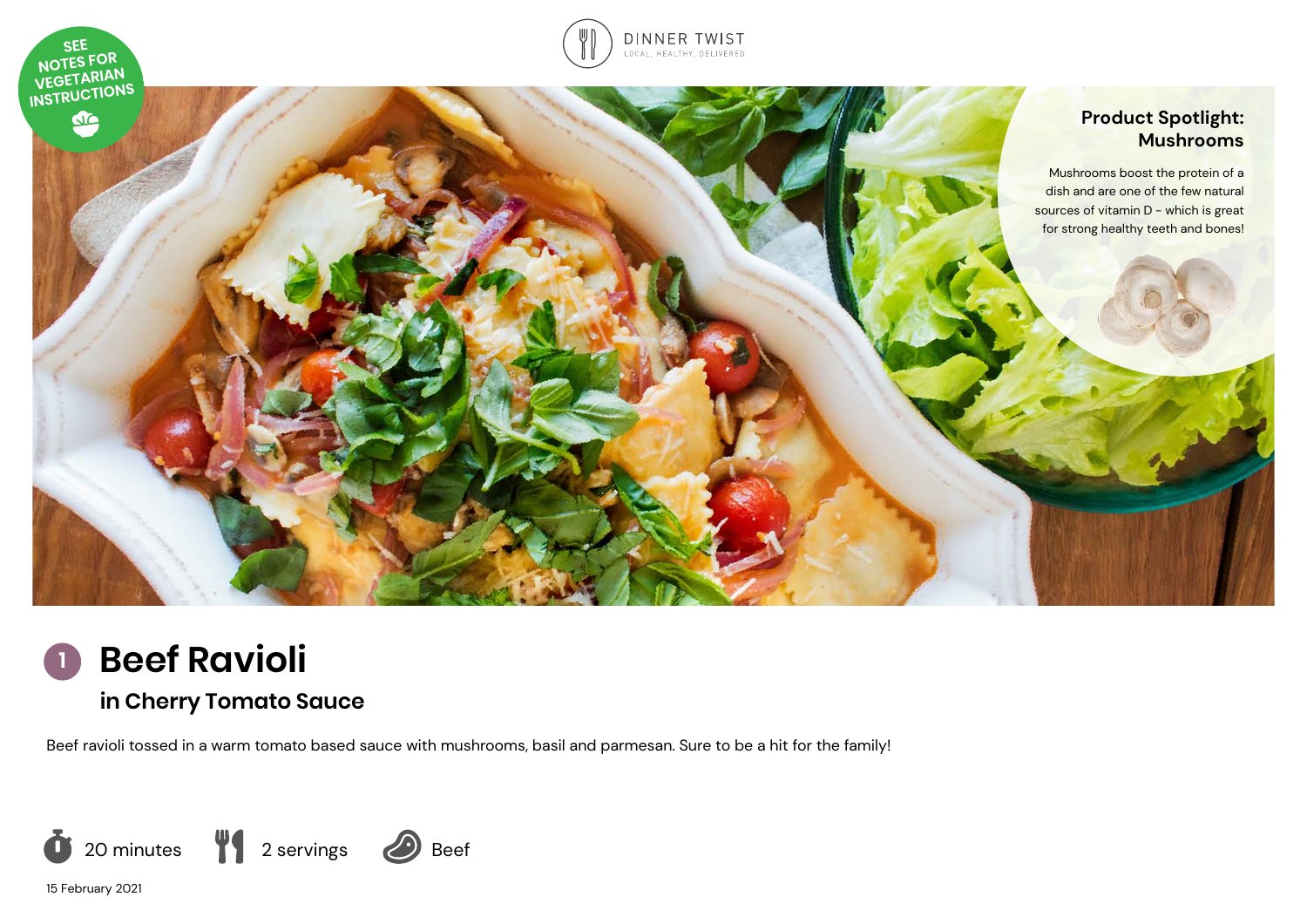SEE NOTES FOR VEGETARIAN INSTRUCTIONS

DINNER TWIST
LOCAL, HEALTHY, DELIVERED

**Product Spotlight: Mushrooms**

Mushrooms boost the protein of a dish and are one of the few natural sources of vitamin D - which is great for strong healthy teeth and bones!

# 1 Beef Ravioli

## in Cherry Tomato Sauce

Beef ravioli tossed in a warm tomato based sauce with mushrooms, basil and parmesan. Sure to be a hit for the family!

20 minutes | 2 servings | Beef

15 February 2021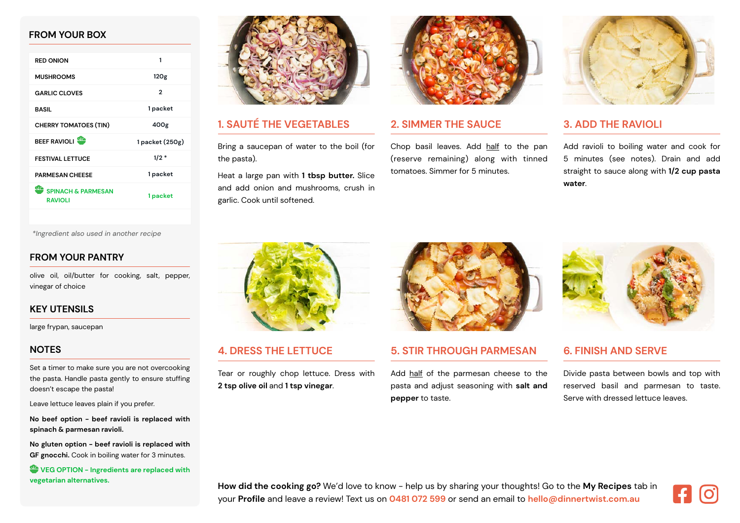## FROM YOUR BOX

| | |
|---|---|
| RED ONION | 1 |
| MUSHROOMS | 120g |
| GARLIC CLOVES | 2 |
| BASIL | 1 packet |
| CHERRY TOMATOES (TIN) | 400g |
| BEEF RAVIOLI | 1 packet (250g) |
| FESTIVAL LETTUCE | 1/2 * |
| PARMESAN CHEESE | 1 packet |
| SPINACH & PARMESAN RAVIOLI | 1 packet |

*\*Ingredient also used in another recipe*

## FROM YOUR PANTRY

olive oil, oil/butter for cooking, salt, pepper, vinegar of choice

## KEY UTENSILS

large frypan, saucepan

## NOTES

Set a timer to make sure you are not overcooking the pasta. Handle pasta gently to ensure stuffing doesn't escape the pasta!

Leave lettuce leaves plain if you prefer.

**No beef option - beef ravioli is replaced with spinach & parmesan ravioli.**

**No gluten option - beef ravioli is replaced with GF gnocchi.** Cook in boiling water for 3 minutes.

**VEG OPTION - Ingredients are replaced with vegetarian alternatives.**

## 1. SAUTÉ THE VEGETABLES

Bring a saucepan of water to the boil (for the pasta).

Heat a large pan with **1 tbsp butter.** Slice and add onion and mushrooms, crush in garlic. Cook until softened.

## 2. SIMMER THE SAUCE

Chop basil leaves. Add half to the pan (reserve remaining) along with tinned tomatoes. Simmer for 5 minutes.

## 3. ADD THE RAVIOLI

Add ravioli to boiling water and cook for 5 minutes (see notes). Drain and add straight to sauce along with **1/2 cup pasta water**.

## 4. DRESS THE LETTUCE

Tear or roughly chop lettuce. Dress with **2 tsp olive oil** and **1 tsp vinegar**.

## 5. STIR THROUGH PARMESAN

Add half of the parmesan cheese to the pasta and adjust seasoning with **salt and pepper** to taste.

## 6. FINISH AND SERVE

Divide pasta between bowls and top with reserved basil and parmesan to taste. Serve with dressed lettuce leaves.

**How did the cooking go?** We'd love to know - help us by sharing your thoughts! Go to the **My Recipes** tab in your **Profile** and leave a review! Text us on 0481 072 599 or send an email to hello@dinnertwist.com.au